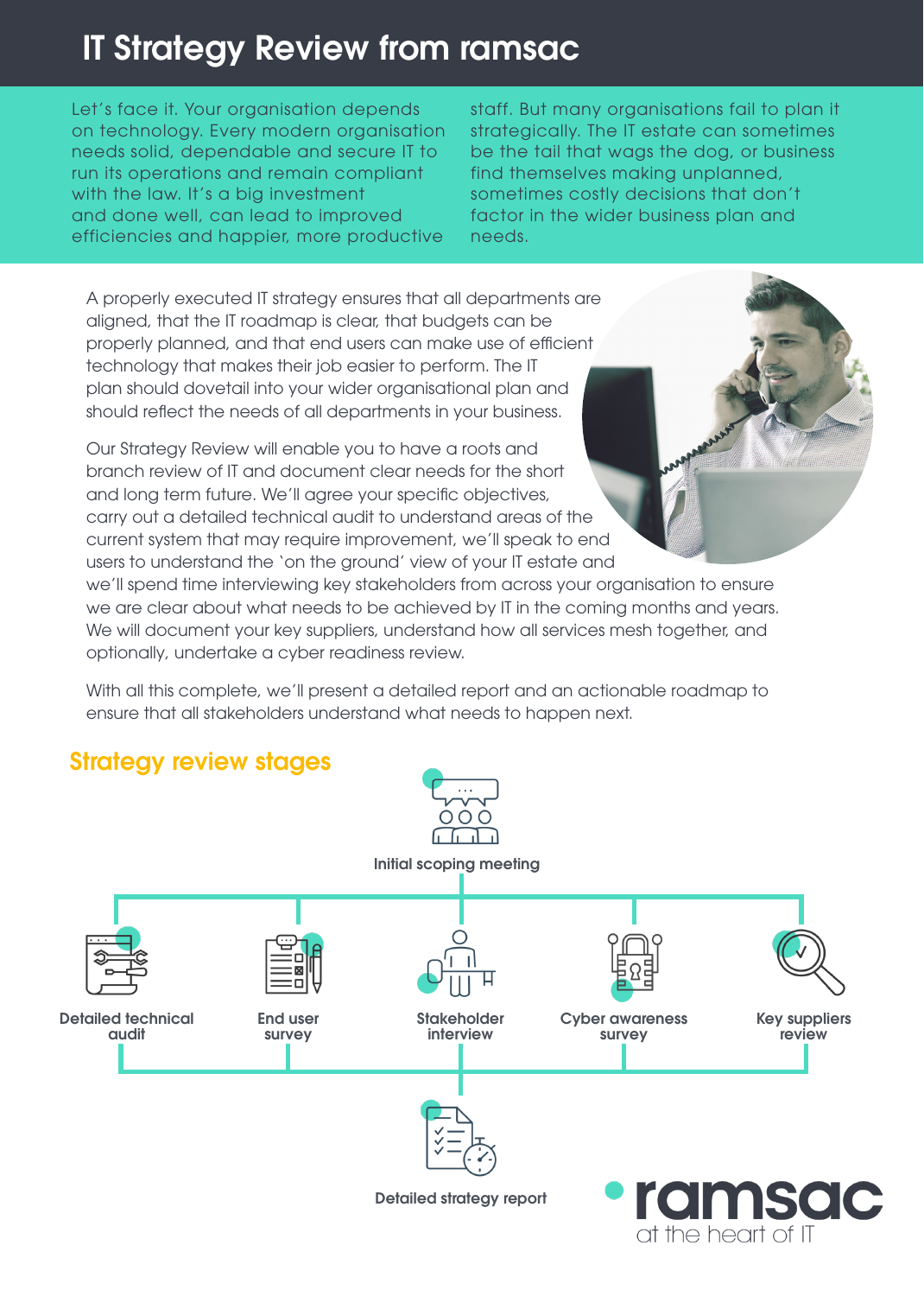# IT Strategy Review from ramsac

Let's face it. Your organisation depends on technology. Every modern organisation needs solid, dependable and secure IT to run its operations and remain compliant with the law. It's a big investment and done well, can lead to improved efficiencies and happier, more productive staff. But many organisations fail to plan it strategically. The IT estate can sometimes be the tail that wags the dog, or business find themselves making unplanned, sometimes costly decisions that don't factor in the wider business plan and needs.

A properly executed IT strategy ensures that all departments are aligned, that the IT roadmap is clear, that budgets can be properly planned, and that end users can make use of efficient technology that makes their job easier to perform. The IT plan should dovetail into your wider organisational plan and should reflect the needs of all departments in your business.

Our Strategy Review will enable you to have a roots and branch review of IT and document clear needs for the short and long term future. We'll agree your specific objectives, carry out a detailed technical audit to understand areas of the current system that may require improvement, we'll speak to end users to understand the 'on the ground' view of your IT estate and we'll spend time interviewing key stakeholders from across your organisation to ensure we are clear about what needs to be achieved by IT in the coming months and years. We will document your key suppliers, understand how all services mesh together, and optionally, undertake a cyber readiness review.

With all this complete, we'll present a detailed report and an actionable roadmap to ensure that all stakeholders understand what needs to happen next.

## Strategy review stages

Initial scoping meeting

Detailed technical audit

End user survey

Stakeholder interview

Cyber awareness survey

Key suppliers review

Detailed strategy report

ramsac
at the heart of IT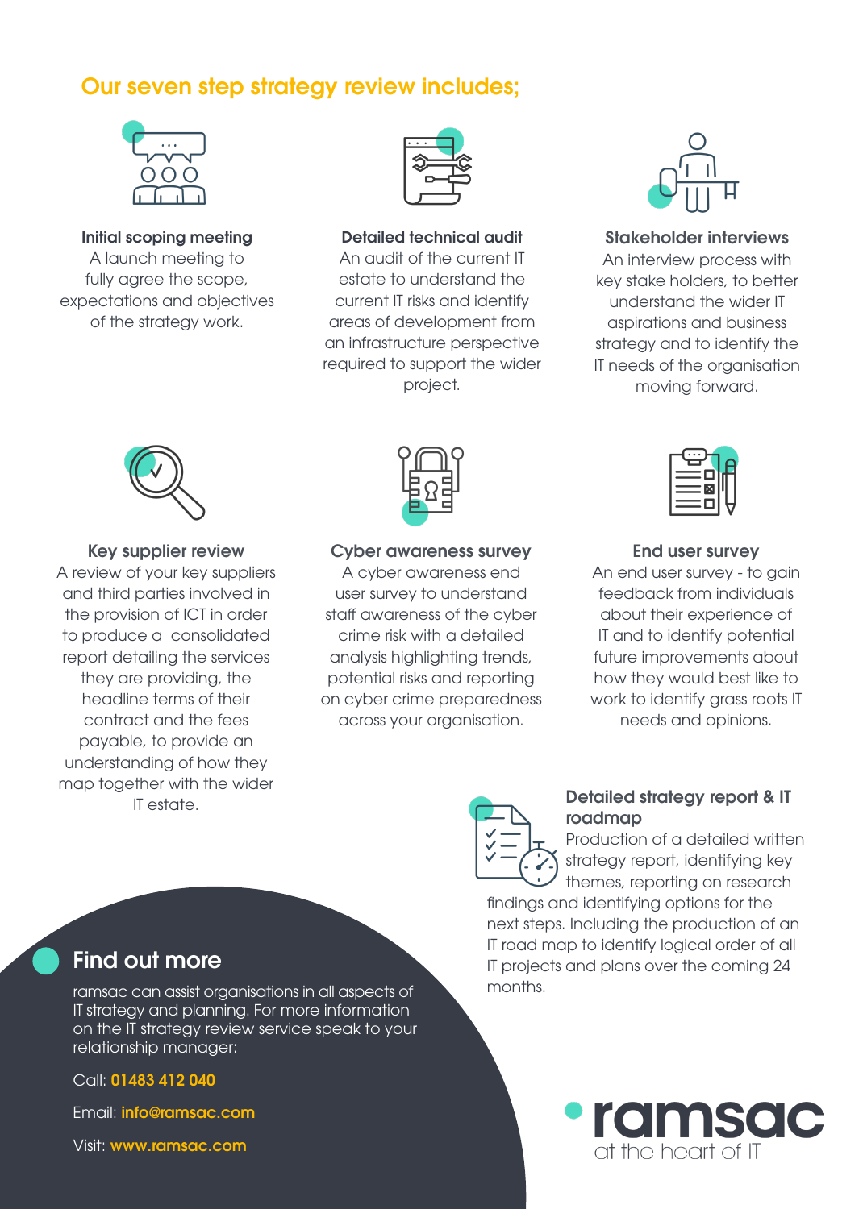## Our seven step strategy review includes;

**Initial scoping meeting**
A launch meeting to fully agree the scope, expectations and objectives of the strategy work.

**Detailed technical audit**
An audit of the current IT estate to understand the current IT risks and identify areas of development from an infrastructure perspective required to support the wider project.

**Stakeholder interviews**
An interview process with key stake holders, to better understand the wider IT aspirations and business strategy and to identify the IT needs of the organisation moving forward.

**Key supplier review**
A review of your key suppliers and third parties involved in the provision of ICT in order to produce a consolidated report detailing the services they are providing, the headline terms of their contract and the fees payable, to provide an understanding of how they map together with the wider IT estate.

**Cyber awareness survey**
A cyber awareness end user survey to understand staff awareness of the cyber crime risk with a detailed analysis highlighting trends, potential risks and reporting on cyber crime preparedness across your organisation.

**End user survey**
An end user survey - to gain feedback from individuals about their experience of IT and to identify potential future improvements about how they would best like to work to identify grass roots IT needs and opinions.

**Detailed strategy report & IT roadmap**
Production of a detailed written strategy report, identifying key themes, reporting on research findings and identifying options for the next steps. Including the production of an IT road map to identify logical order of all IT projects and plans over the coming 24 months.

## Find out more

ramsac can assist organisations in all aspects of IT strategy and planning. For more information on the IT strategy review service speak to your relationship manager:

Call: **01483 412 040**

Email: **info@ramsac.com**

Visit: **www.ramsac.com**

ramsac
at the heart of IT